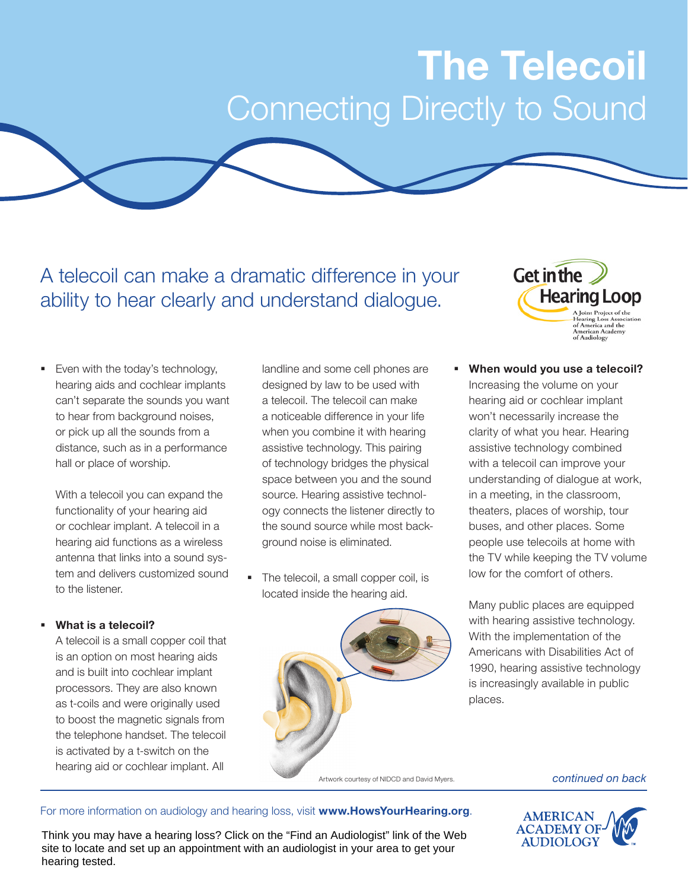# The Telecoil

## Connecting Directly to Sound

A telecoil can make a dramatic difference in your ability to hear clearly and understand dialogue.

Get in the Hearing Loop

A Joint Project of the Hearing Loss Association of America and the American Academy of Audiology

- Even with the today's technology, hearing aids and cochlear implants can't separate the sounds you want to hear from background noises, or pick up all the sounds from a distance, such as in a performance hall or place of worship.

  With a telecoil you can expand the functionality of your hearing aid or cochlear implant. A telecoil in a hearing aid functions as a wireless antenna that links into a sound system and delivers customized sound to the listener.

- **What is a telecoil?**
  A telecoil is a small copper coil that is an option on most hearing aids and is built into cochlear implant processors. They are also known as t-coils and were originally used to boost the magnetic signals from the telephone handset. The telecoil is activated by a t-switch on the hearing aid or cochlear implant. All landline and some cell phones are designed by law to be used with a telecoil. The telecoil can make a noticeable difference in your life when you combine it with hearing assistive technology. This pairing of technology bridges the physical space between you and the sound source. Hearing assistive technology connects the listener directly to the sound source while most background noise is eliminated.

- The telecoil, a small copper coil, is located inside the hearing aid.

Artwork courtesy of NIDCD and David Myers.

- **When would you use a telecoil?**
  Increasing the volume on your hearing aid or cochlear implant won't necessarily increase the clarity of what you hear. Hearing assistive technology combined with a telecoil can improve your understanding of dialogue at work, in a meeting, in the classroom, theaters, places of worship, tour buses, and other places. Some people use telecoils at home with the TV while keeping the TV volume low for the comfort of others.

  Many public places are equipped with hearing assistive technology. With the implementation of the Americans with Disabilities Act of 1990, hearing assistive technology is increasingly available in public places.

*continued on back*

For more information on audiology and hearing loss, visit **www.HowsYourHearing.org**.

Think you may have a hearing loss? Click on the "Find an Audiologist" link of the Web site to locate and set up an appointment with an audiologist in your area to get your hearing tested.

AMERICAN ACADEMY OF AUDIOLOGY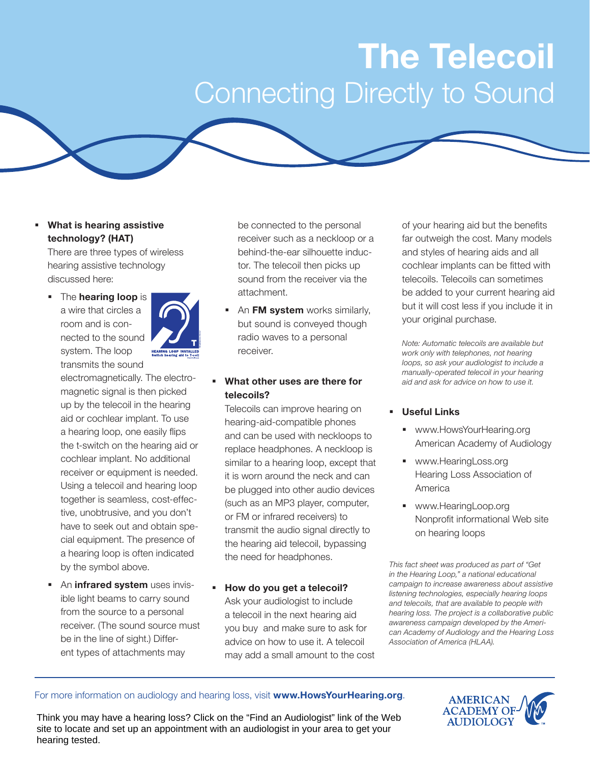# The Telecoil

## Connecting Directly to Sound

- **What is hearing assistive technology? (HAT)**

  There are three types of wireless hearing assistive technology discussed here:

  - The **hearing loop** is a wire that circles a room and is connected to the sound system. The loop transmits the sound electromagnetically. The electromagnetic signal is then picked up by the telecoil in the hearing aid or cochlear implant. To use a hearing loop, one easily flips the t-switch on the hearing aid or cochlear implant. No additional receiver or equipment is needed. Using a telecoil and hearing loop together is seamless, cost-effective, unobtrusive, and you don't have to seek out and obtain special equipment. The presence of a hearing loop is often indicated by the symbol above.

    HEARING LOOP INSTALLED
    Switch hearing aid to T-coil

  - An **infrared system** uses invisible light beams to carry sound from the source to a personal receiver. (The sound source must be in the line of sight.) Different types of attachments may be connected to the personal receiver such as a neckloop or a behind-the-ear silhouette inductor. The telecoil then picks up sound from the receiver via the attachment.

  - An **FM system** works similarly, but sound is conveyed though radio waves to a personal receiver.

- **What other uses are there for telecoils?**

  Telecoils can improve hearing on hearing-aid-compatible phones and can be used with neckloops to replace headphones. A neckloop is similar to a hearing loop, except that it is worn around the neck and can be plugged into other audio devices (such as an MP3 player, computer, or FM or infrared receivers) to transmit the audio signal directly to the hearing aid telecoil, bypassing the need for headphones.

- **How do you get a telecoil?**

  Ask your audiologist to include a telecoil in the next hearing aid you buy and make sure to ask for advice on how to use it. A telecoil may add a small amount to the cost of your hearing aid but the benefits far outweigh the cost. Many models and styles of hearing aids and all cochlear implants can be fitted with telecoils. Telecoils can sometimes be added to your current hearing aid but it will cost less if you include it in your original purchase.

  *Note: Automatic telecoils are available but work only with telephones, not hearing loops, so ask your audiologist to include a manually-operated telecoil in your hearing aid and ask for advice on how to use it.*

- **Useful Links**

  - www.HowsYourHearing.org
    American Academy of Audiology
  - www.HearingLoss.org
    Hearing Loss Association of America
  - www.HearingLoop.org
    Nonprofit informational Web site on hearing loops

*This fact sheet was produced as part of "Get in the Hearing Loop," a national educational campaign to increase awareness about assistive listening technologies, especially hearing loops and telecoils, that are available to people with hearing loss. The project is a collaborative public awareness campaign developed by the American Academy of Audiology and the Hearing Loss Association of America (HLAA).*

---

For more information on audiology and hearing loss, visit **www.HowsYourHearing.org**.

Think you may have a hearing loss? Click on the "Find an Audiologist" link of the Web site to locate and set up an appointment with an audiologist in your area to get your hearing tested.

AMERICAN ACADEMY OF AUDIOLOGY